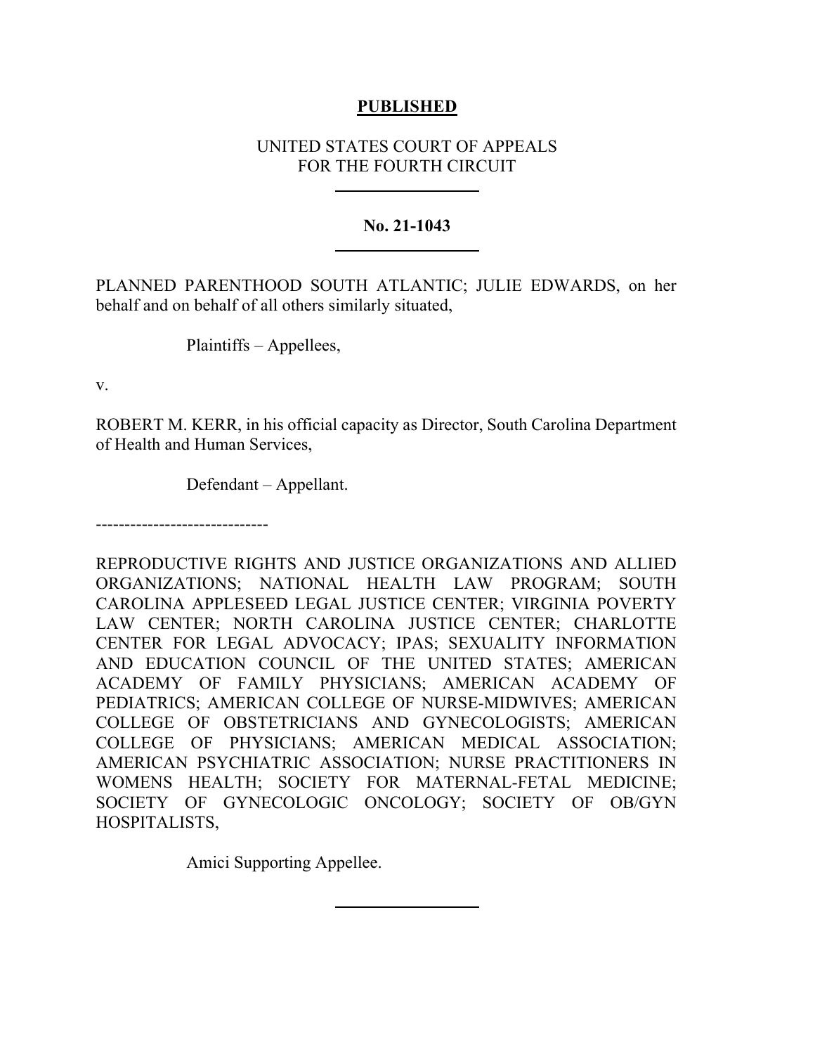**PUBLISHED**

UNITED STATES COURT OF APPEALS
FOR THE FOURTH CIRCUIT

---

**No. 21-1043**

---

PLANNED PARENTHOOD SOUTH ATLANTIC; JULIE EDWARDS, on her behalf and on behalf of all others similarly situated,

Plaintiffs – Appellees,

v.

ROBERT M. KERR, in his official capacity as Director, South Carolina Department of Health and Human Services,

Defendant – Appellant.

------------------------------

REPRODUCTIVE RIGHTS AND JUSTICE ORGANIZATIONS AND ALLIED ORGANIZATIONS; NATIONAL HEALTH LAW PROGRAM; SOUTH CAROLINA APPLESEED LEGAL JUSTICE CENTER; VIRGINIA POVERTY LAW CENTER; NORTH CAROLINA JUSTICE CENTER; CHARLOTTE CENTER FOR LEGAL ADVOCACY; IPAS; SEXUALITY INFORMATION AND EDUCATION COUNCIL OF THE UNITED STATES; AMERICAN ACADEMY OF FAMILY PHYSICIANS; AMERICAN ACADEMY OF PEDIATRICS; AMERICAN COLLEGE OF NURSE-MIDWIVES; AMERICAN COLLEGE OF OBSTETRICIANS AND GYNECOLOGISTS; AMERICAN COLLEGE OF PHYSICIANS; AMERICAN MEDICAL ASSOCIATION; AMERICAN PSYCHIATRIC ASSOCIATION; NURSE PRACTITIONERS IN WOMENS HEALTH; SOCIETY FOR MATERNAL-FETAL MEDICINE; SOCIETY OF GYNECOLOGIC ONCOLOGY; SOCIETY OF OB/GYN HOSPITALISTS,

Amici Supporting Appellee.

---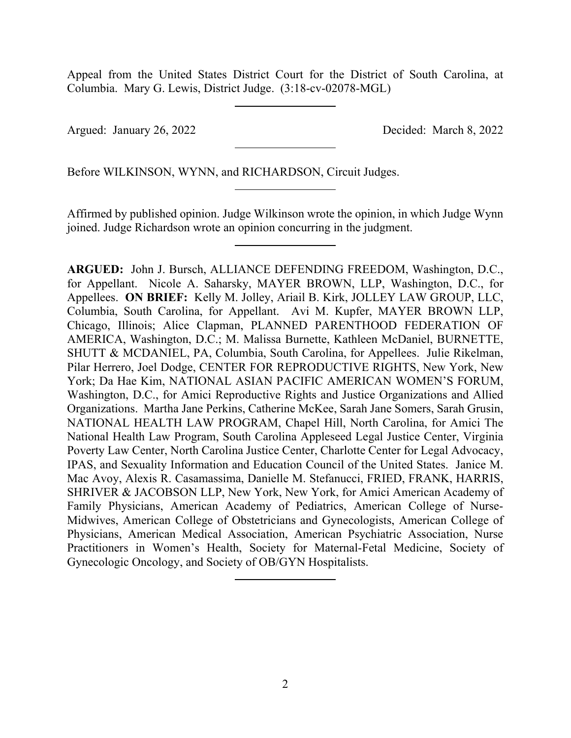Appeal from the United States District Court for the District of South Carolina, at Columbia. Mary G. Lewis, District Judge. (3:18-cv-02078-MGL)

---

Argued: January 26, 2022 Decided: March 8, 2022

---

Before WILKINSON, WYNN, and RICHARDSON, Circuit Judges.

---

Affirmed by published opinion. Judge Wilkinson wrote the opinion, in which Judge Wynn joined. Judge Richardson wrote an opinion concurring in the judgment.

---

**ARGUED:** John J. Bursch, ALLIANCE DEFENDING FREEDOM, Washington, D.C., for Appellant. Nicole A. Saharsky, MAYER BROWN, LLP, Washington, D.C., for Appellees. **ON BRIEF:** Kelly M. Jolley, Ariail B. Kirk, JOLLEY LAW GROUP, LLC, Columbia, South Carolina, for Appellant. Avi M. Kupfer, MAYER BROWN LLP, Chicago, Illinois; Alice Clapman, PLANNED PARENTHOOD FEDERATION OF AMERICA, Washington, D.C.; M. Malissa Burnette, Kathleen McDaniel, BURNETTE, SHUTT & MCDANIEL, PA, Columbia, South Carolina, for Appellees. Julie Rikelman, Pilar Herrero, Joel Dodge, CENTER FOR REPRODUCTIVE RIGHTS, New York, New York; Da Hae Kim, NATIONAL ASIAN PACIFIC AMERICAN WOMEN'S FORUM, Washington, D.C., for Amici Reproductive Rights and Justice Organizations and Allied Organizations. Martha Jane Perkins, Catherine McKee, Sarah Jane Somers, Sarah Grusin, NATIONAL HEALTH LAW PROGRAM, Chapel Hill, North Carolina, for Amici The National Health Law Program, South Carolina Appleseed Legal Justice Center, Virginia Poverty Law Center, North Carolina Justice Center, Charlotte Center for Legal Advocacy, IPAS, and Sexuality Information and Education Council of the United States. Janice M. Mac Avoy, Alexis R. Casamassima, Danielle M. Stefanucci, FRIED, FRANK, HARRIS, SHRIVER & JACOBSON LLP, New York, New York, for Amici American Academy of Family Physicians, American Academy of Pediatrics, American College of Nurse-Midwives, American College of Obstetricians and Gynecologists, American College of Physicians, American Medical Association, American Psychiatric Association, Nurse Practitioners in Women's Health, Society for Maternal-Fetal Medicine, Society of Gynecologic Oncology, and Society of OB/GYN Hospitalists.

---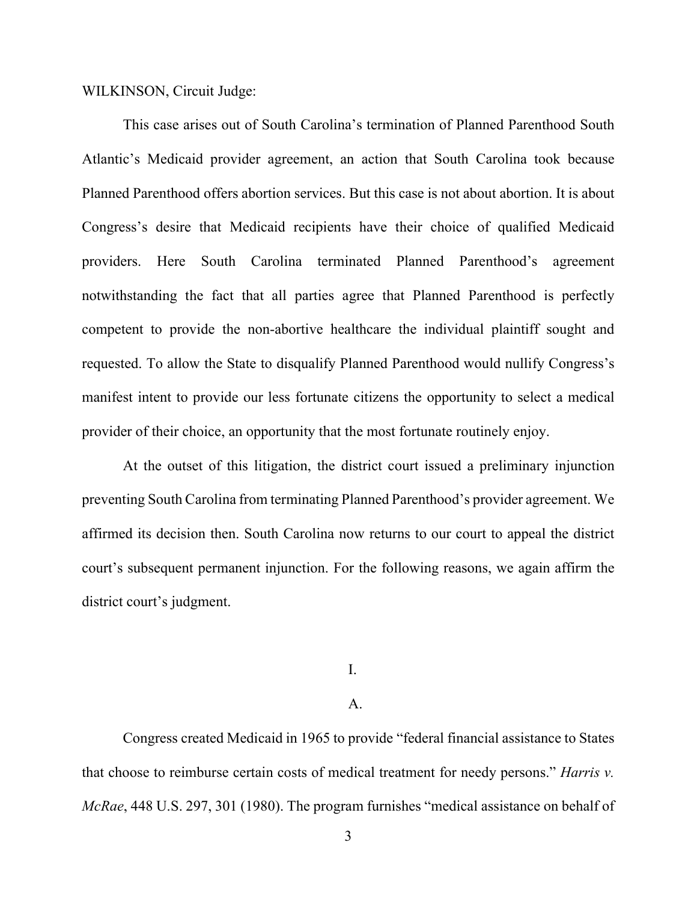WILKINSON, Circuit Judge:

This case arises out of South Carolina's termination of Planned Parenthood South Atlantic's Medicaid provider agreement, an action that South Carolina took because Planned Parenthood offers abortion services. But this case is not about abortion. It is about Congress's desire that Medicaid recipients have their choice of qualified Medicaid providers. Here South Carolina terminated Planned Parenthood's agreement notwithstanding the fact that all parties agree that Planned Parenthood is perfectly competent to provide the non-abortive healthcare the individual plaintiff sought and requested. To allow the State to disqualify Planned Parenthood would nullify Congress's manifest intent to provide our less fortunate citizens the opportunity to select a medical provider of their choice, an opportunity that the most fortunate routinely enjoy.

At the outset of this litigation, the district court issued a preliminary injunction preventing South Carolina from terminating Planned Parenthood's provider agreement. We affirmed its decision then. South Carolina now returns to our court to appeal the district court's subsequent permanent injunction. For the following reasons, we again affirm the district court's judgment.

## I.

### A.

Congress created Medicaid in 1965 to provide "federal financial assistance to States that choose to reimburse certain costs of medical treatment for needy persons." *Harris v. McRae*, 448 U.S. 297, 301 (1980). The program furnishes "medical assistance on behalf of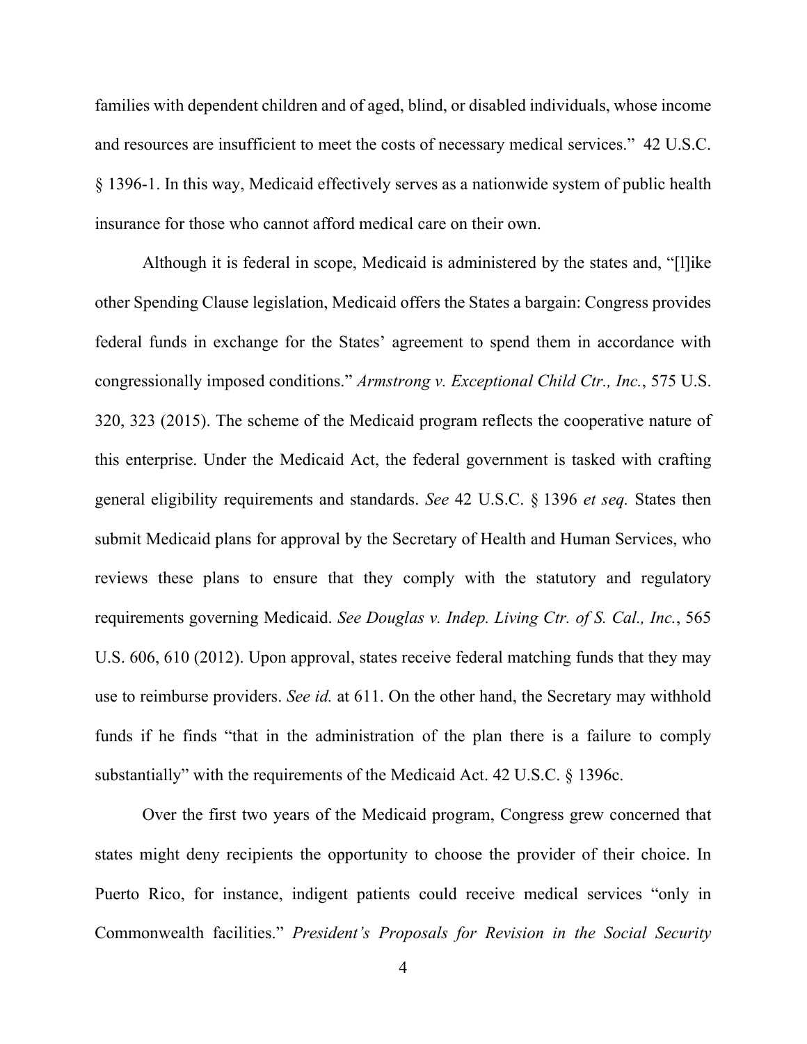families with dependent children and of aged, blind, or disabled individuals, whose income and resources are insufficient to meet the costs of necessary medical services." 42 U.S.C. § 1396-1. In this way, Medicaid effectively serves as a nationwide system of public health insurance for those who cannot afford medical care on their own.

Although it is federal in scope, Medicaid is administered by the states and, "[l]ike other Spending Clause legislation, Medicaid offers the States a bargain: Congress provides federal funds in exchange for the States' agreement to spend them in accordance with congressionally imposed conditions." *Armstrong v. Exceptional Child Ctr., Inc.*, 575 U.S. 320, 323 (2015). The scheme of the Medicaid program reflects the cooperative nature of this enterprise. Under the Medicaid Act, the federal government is tasked with crafting general eligibility requirements and standards. *See* 42 U.S.C. § 1396 *et seq.* States then submit Medicaid plans for approval by the Secretary of Health and Human Services, who reviews these plans to ensure that they comply with the statutory and regulatory requirements governing Medicaid. *See Douglas v. Indep. Living Ctr. of S. Cal., Inc.*, 565 U.S. 606, 610 (2012). Upon approval, states receive federal matching funds that they may use to reimburse providers. *See id.* at 611. On the other hand, the Secretary may withhold funds if he finds "that in the administration of the plan there is a failure to comply substantially" with the requirements of the Medicaid Act. 42 U.S.C. § 1396c.

Over the first two years of the Medicaid program, Congress grew concerned that states might deny recipients the opportunity to choose the provider of their choice. In Puerto Rico, for instance, indigent patients could receive medical services "only in Commonwealth facilities." *President's Proposals for Revision in the Social Security*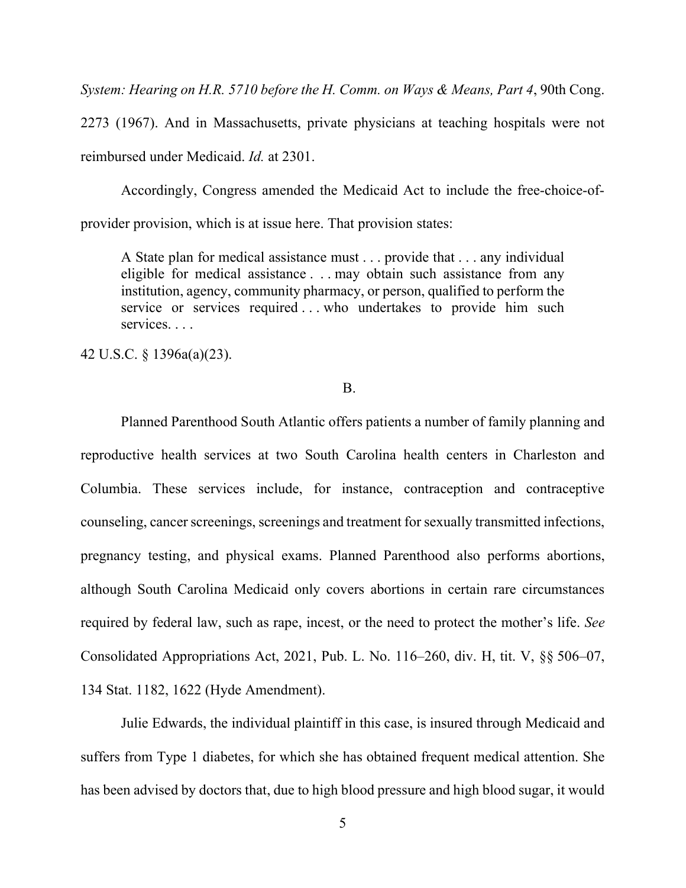*System: Hearing on H.R. 5710 before the H. Comm. on Ways & Means, Part 4*, 90th Cong. 2273 (1967). And in Massachusetts, private physicians at teaching hospitals were not reimbursed under Medicaid. *Id.* at 2301.

Accordingly, Congress amended the Medicaid Act to include the free-choice-of-provider provision, which is at issue here. That provision states:

> A State plan for medical assistance must . . . provide that . . . any individual eligible for medical assistance . . . may obtain such assistance from any institution, agency, community pharmacy, or person, qualified to perform the service or services required . . . who undertakes to provide him such services. . . .

42 U.S.C. § 1396a(a)(23).

B.

Planned Parenthood South Atlantic offers patients a number of family planning and reproductive health services at two South Carolina health centers in Charleston and Columbia. These services include, for instance, contraception and contraceptive counseling, cancer screenings, screenings and treatment for sexually transmitted infections, pregnancy testing, and physical exams. Planned Parenthood also performs abortions, although South Carolina Medicaid only covers abortions in certain rare circumstances required by federal law, such as rape, incest, or the need to protect the mother's life. *See* Consolidated Appropriations Act, 2021, Pub. L. No. 116–260, div. H, tit. V, §§ 506–07, 134 Stat. 1182, 1622 (Hyde Amendment).

Julie Edwards, the individual plaintiff in this case, is insured through Medicaid and suffers from Type 1 diabetes, for which she has obtained frequent medical attention. She has been advised by doctors that, due to high blood pressure and high blood sugar, it would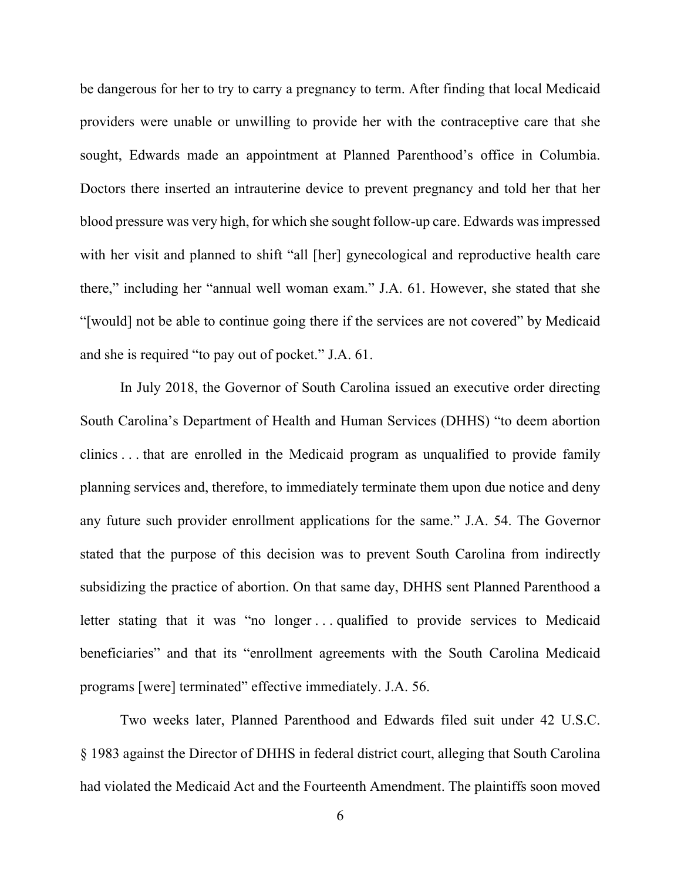be dangerous for her to try to carry a pregnancy to term. After finding that local Medicaid providers were unable or unwilling to provide her with the contraceptive care that she sought, Edwards made an appointment at Planned Parenthood's office in Columbia. Doctors there inserted an intrauterine device to prevent pregnancy and told her that her blood pressure was very high, for which she sought follow-up care. Edwards was impressed with her visit and planned to shift "all [her] gynecological and reproductive health care there," including her "annual well woman exam." J.A. 61. However, she stated that she "[would] not be able to continue going there if the services are not covered" by Medicaid and she is required "to pay out of pocket." J.A. 61.

In July 2018, the Governor of South Carolina issued an executive order directing South Carolina's Department of Health and Human Services (DHHS) "to deem abortion clinics . . . that are enrolled in the Medicaid program as unqualified to provide family planning services and, therefore, to immediately terminate them upon due notice and deny any future such provider enrollment applications for the same." J.A. 54. The Governor stated that the purpose of this decision was to prevent South Carolina from indirectly subsidizing the practice of abortion. On that same day, DHHS sent Planned Parenthood a letter stating that it was "no longer . . . qualified to provide services to Medicaid beneficiaries" and that its "enrollment agreements with the South Carolina Medicaid programs [were] terminated" effective immediately. J.A. 56.

Two weeks later, Planned Parenthood and Edwards filed suit under 42 U.S.C. § 1983 against the Director of DHHS in federal district court, alleging that South Carolina had violated the Medicaid Act and the Fourteenth Amendment. The plaintiffs soon moved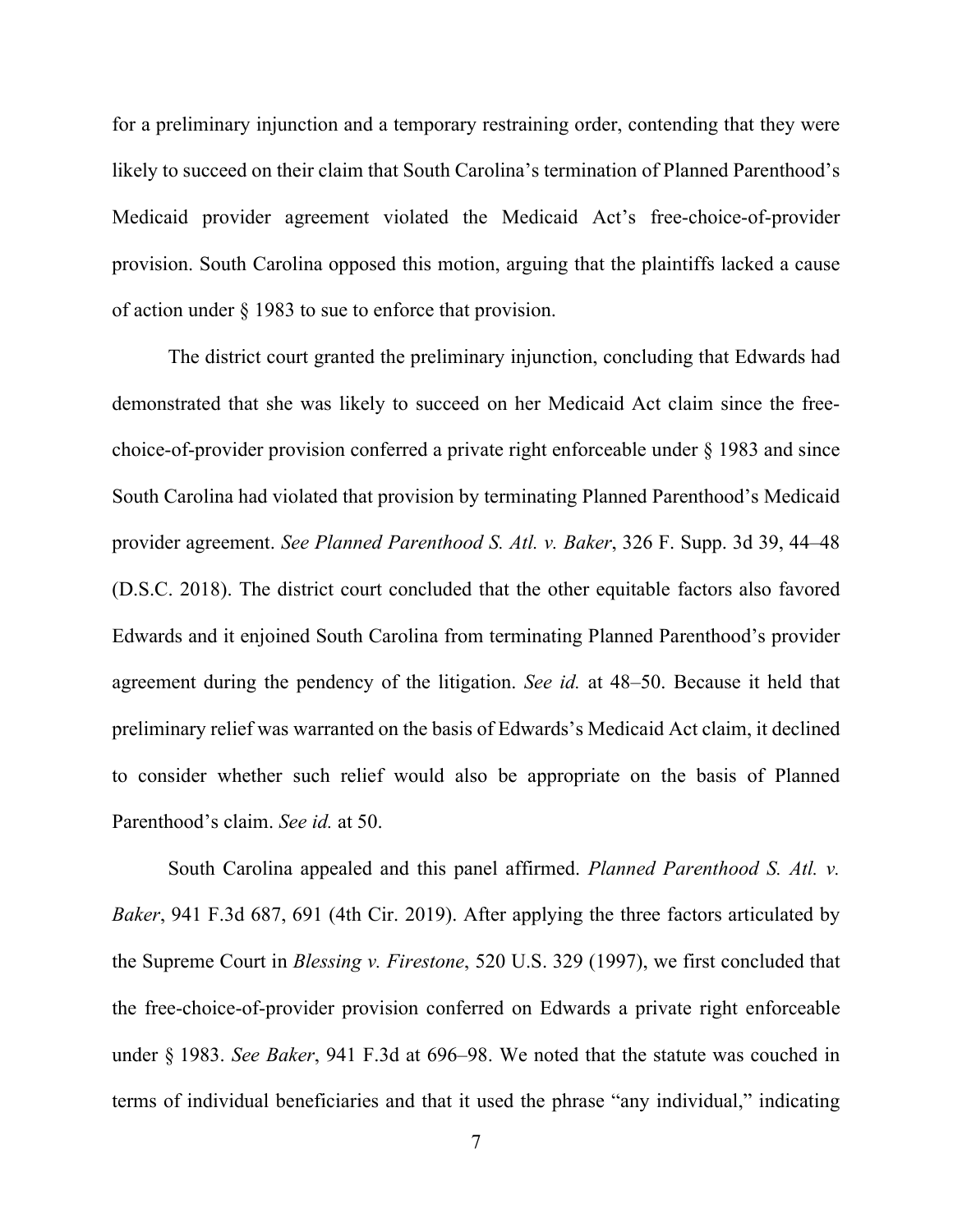for a preliminary injunction and a temporary restraining order, contending that they were likely to succeed on their claim that South Carolina's termination of Planned Parenthood's Medicaid provider agreement violated the Medicaid Act's free-choice-of-provider provision. South Carolina opposed this motion, arguing that the plaintiffs lacked a cause of action under § 1983 to sue to enforce that provision.

The district court granted the preliminary injunction, concluding that Edwards had demonstrated that she was likely to succeed on her Medicaid Act claim since the free-choice-of-provider provision conferred a private right enforceable under § 1983 and since South Carolina had violated that provision by terminating Planned Parenthood's Medicaid provider agreement. *See Planned Parenthood S. Atl. v. Baker*, 326 F. Supp. 3d 39, 44–48 (D.S.C. 2018). The district court concluded that the other equitable factors also favored Edwards and it enjoined South Carolina from terminating Planned Parenthood's provider agreement during the pendency of the litigation. *See id.* at 48–50. Because it held that preliminary relief was warranted on the basis of Edwards's Medicaid Act claim, it declined to consider whether such relief would also be appropriate on the basis of Planned Parenthood's claim. *See id.* at 50.

South Carolina appealed and this panel affirmed. *Planned Parenthood S. Atl. v. Baker*, 941 F.3d 687, 691 (4th Cir. 2019). After applying the three factors articulated by the Supreme Court in *Blessing v. Firestone*, 520 U.S. 329 (1997), we first concluded that the free-choice-of-provider provision conferred on Edwards a private right enforceable under § 1983. *See Baker*, 941 F.3d at 696–98. We noted that the statute was couched in terms of individual beneficiaries and that it used the phrase "any individual," indicating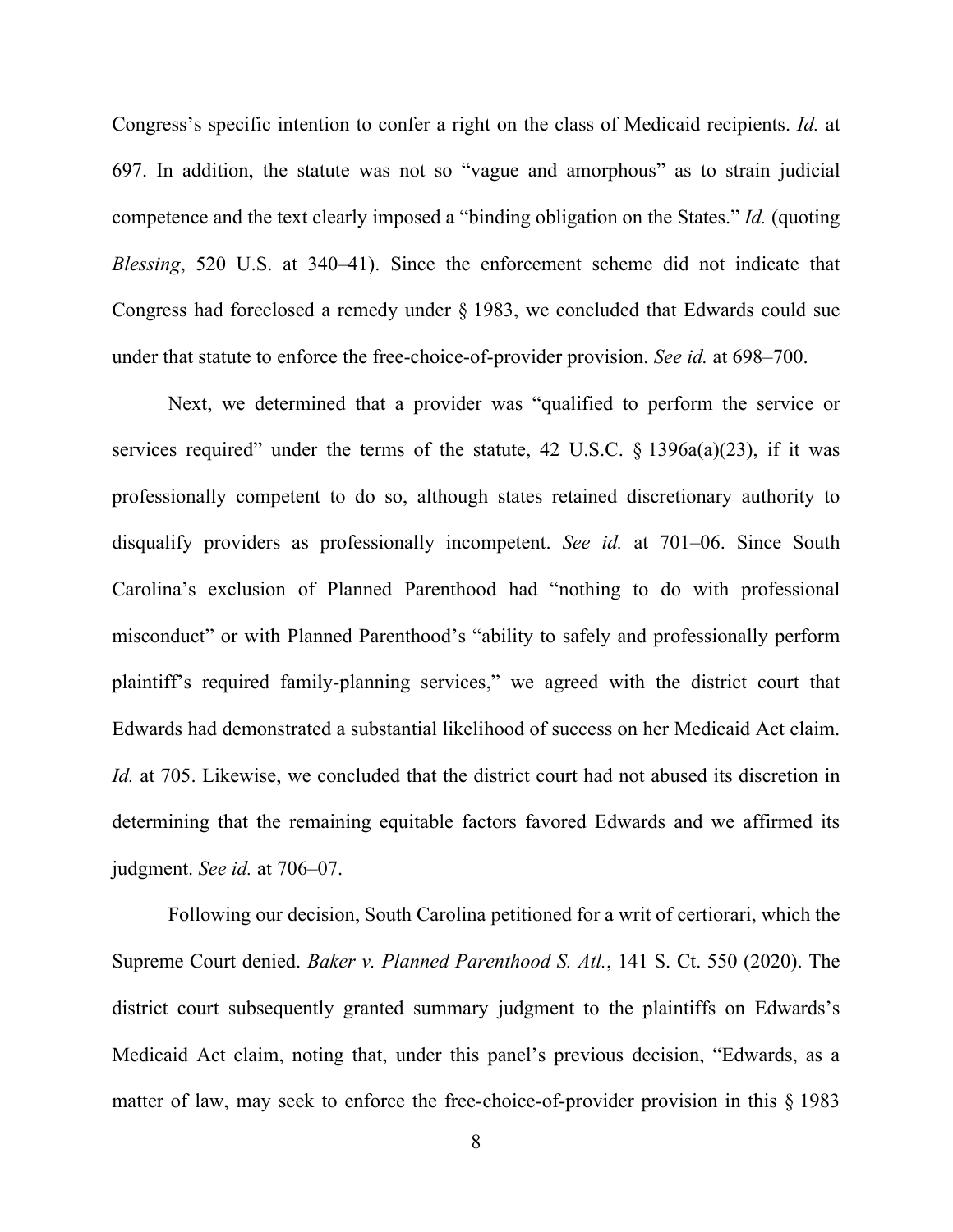Congress's specific intention to confer a right on the class of Medicaid recipients. *Id.* at 697. In addition, the statute was not so "vague and amorphous" as to strain judicial competence and the text clearly imposed a "binding obligation on the States." *Id.* (quoting *Blessing*, 520 U.S. at 340–41). Since the enforcement scheme did not indicate that Congress had foreclosed a remedy under § 1983, we concluded that Edwards could sue under that statute to enforce the free-choice-of-provider provision. *See id.* at 698–700.

Next, we determined that a provider was "qualified to perform the service or services required" under the terms of the statute, 42 U.S.C. § 1396a(a)(23), if it was professionally competent to do so, although states retained discretionary authority to disqualify providers as professionally incompetent. *See id.* at 701–06. Since South Carolina's exclusion of Planned Parenthood had "nothing to do with professional misconduct" or with Planned Parenthood's "ability to safely and professionally perform plaintiff's required family-planning services," we agreed with the district court that Edwards had demonstrated a substantial likelihood of success on her Medicaid Act claim. *Id.* at 705. Likewise, we concluded that the district court had not abused its discretion in determining that the remaining equitable factors favored Edwards and we affirmed its judgment. *See id.* at 706–07.

Following our decision, South Carolina petitioned for a writ of certiorari, which the Supreme Court denied. *Baker v. Planned Parenthood S. Atl.*, 141 S. Ct. 550 (2020). The district court subsequently granted summary judgment to the plaintiffs on Edwards's Medicaid Act claim, noting that, under this panel's previous decision, "Edwards, as a matter of law, may seek to enforce the free-choice-of-provider provision in this § 1983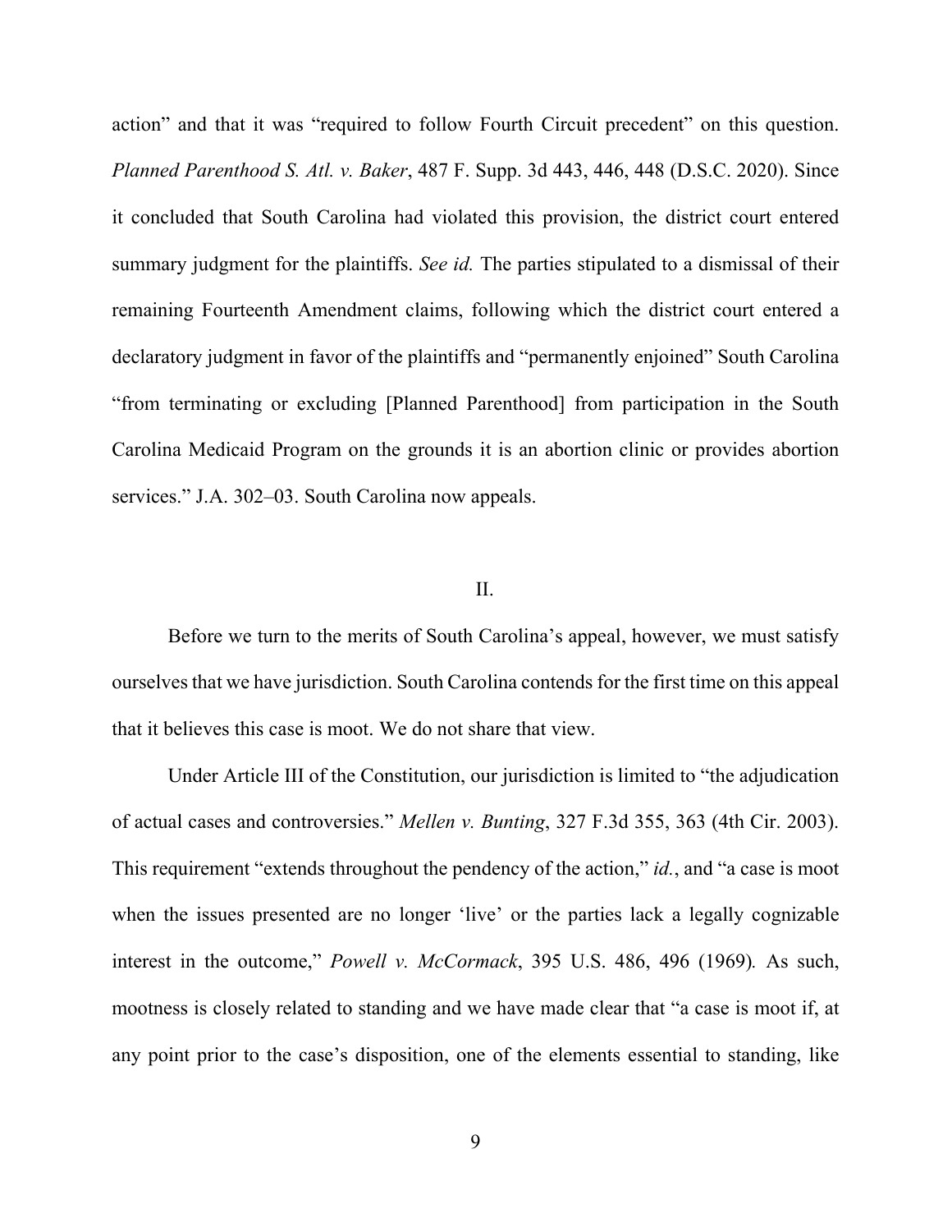action" and that it was "required to follow Fourth Circuit precedent" on this question. *Planned Parenthood S. Atl. v. Baker*, 487 F. Supp. 3d 443, 446, 448 (D.S.C. 2020). Since it concluded that South Carolina had violated this provision, the district court entered summary judgment for the plaintiffs. *See id.* The parties stipulated to a dismissal of their remaining Fourteenth Amendment claims, following which the district court entered a declaratory judgment in favor of the plaintiffs and "permanently enjoined" South Carolina "from terminating or excluding [Planned Parenthood] from participation in the South Carolina Medicaid Program on the grounds it is an abortion clinic or provides abortion services." J.A. 302–03. South Carolina now appeals.

## II.

Before we turn to the merits of South Carolina's appeal, however, we must satisfy ourselves that we have jurisdiction. South Carolina contends for the first time on this appeal that it believes this case is moot. We do not share that view.

Under Article III of the Constitution, our jurisdiction is limited to "the adjudication of actual cases and controversies." *Mellen v. Bunting*, 327 F.3d 355, 363 (4th Cir. 2003). This requirement "extends throughout the pendency of the action," *id.*, and "a case is moot when the issues presented are no longer 'live' or the parties lack a legally cognizable interest in the outcome," *Powell v. McCormack*, 395 U.S. 486, 496 (1969). As such, mootness is closely related to standing and we have made clear that "a case is moot if, at any point prior to the case's disposition, one of the elements essential to standing, like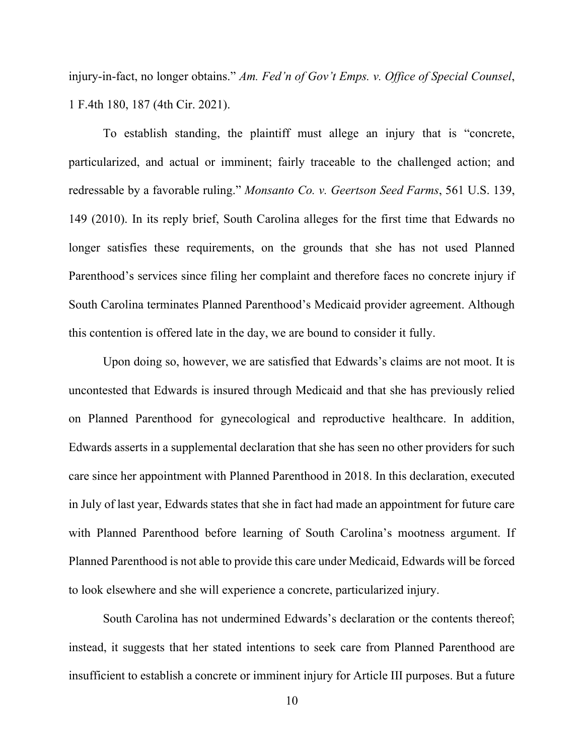injury-in-fact, no longer obtains." *Am. Fed'n of Gov't Emps. v. Office of Special Counsel*, 1 F.4th 180, 187 (4th Cir. 2021).

To establish standing, the plaintiff must allege an injury that is "concrete, particularized, and actual or imminent; fairly traceable to the challenged action; and redressable by a favorable ruling." *Monsanto Co. v. Geertson Seed Farms*, 561 U.S. 139, 149 (2010). In its reply brief, South Carolina alleges for the first time that Edwards no longer satisfies these requirements, on the grounds that she has not used Planned Parenthood's services since filing her complaint and therefore faces no concrete injury if South Carolina terminates Planned Parenthood's Medicaid provider agreement. Although this contention is offered late in the day, we are bound to consider it fully.

Upon doing so, however, we are satisfied that Edwards's claims are not moot. It is uncontested that Edwards is insured through Medicaid and that she has previously relied on Planned Parenthood for gynecological and reproductive healthcare. In addition, Edwards asserts in a supplemental declaration that she has seen no other providers for such care since her appointment with Planned Parenthood in 2018. In this declaration, executed in July of last year, Edwards states that she in fact had made an appointment for future care with Planned Parenthood before learning of South Carolina's mootness argument. If Planned Parenthood is not able to provide this care under Medicaid, Edwards will be forced to look elsewhere and she will experience a concrete, particularized injury.

South Carolina has not undermined Edwards's declaration or the contents thereof; instead, it suggests that her stated intentions to seek care from Planned Parenthood are insufficient to establish a concrete or imminent injury for Article III purposes. But a future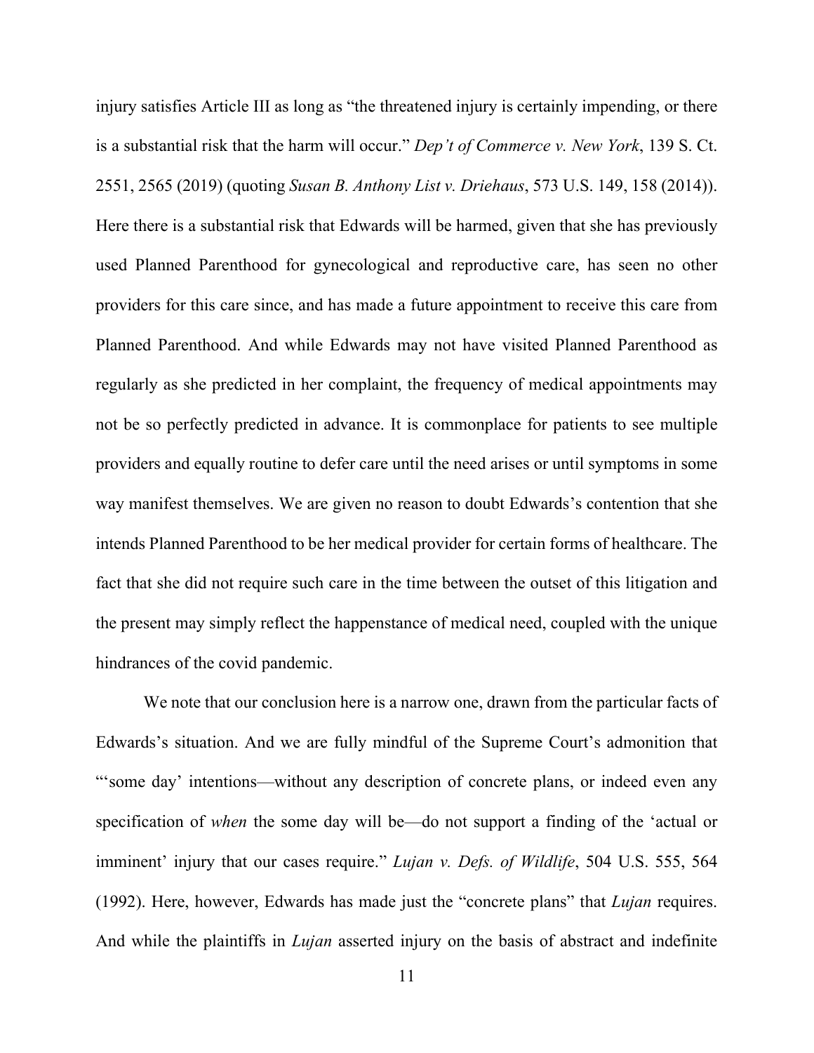injury satisfies Article III as long as "the threatened injury is certainly impending, or there is a substantial risk that the harm will occur." *Dep't of Commerce v. New York*, 139 S. Ct. 2551, 2565 (2019) (quoting *Susan B. Anthony List v. Driehaus*, 573 U.S. 149, 158 (2014)). Here there is a substantial risk that Edwards will be harmed, given that she has previously used Planned Parenthood for gynecological and reproductive care, has seen no other providers for this care since, and has made a future appointment to receive this care from Planned Parenthood. And while Edwards may not have visited Planned Parenthood as regularly as she predicted in her complaint, the frequency of medical appointments may not be so perfectly predicted in advance. It is commonplace for patients to see multiple providers and equally routine to defer care until the need arises or until symptoms in some way manifest themselves. We are given no reason to doubt Edwards's contention that she intends Planned Parenthood to be her medical provider for certain forms of healthcare. The fact that she did not require such care in the time between the outset of this litigation and the present may simply reflect the happenstance of medical need, coupled with the unique hindrances of the covid pandemic.

We note that our conclusion here is a narrow one, drawn from the particular facts of Edwards's situation. And we are fully mindful of the Supreme Court's admonition that "'some day' intentions—without any description of concrete plans, or indeed even any specification of *when* the some day will be—do not support a finding of the 'actual or imminent' injury that our cases require." *Lujan v. Defs. of Wildlife*, 504 U.S. 555, 564 (1992). Here, however, Edwards has made just the "concrete plans" that *Lujan* requires. And while the plaintiffs in *Lujan* asserted injury on the basis of abstract and indefinite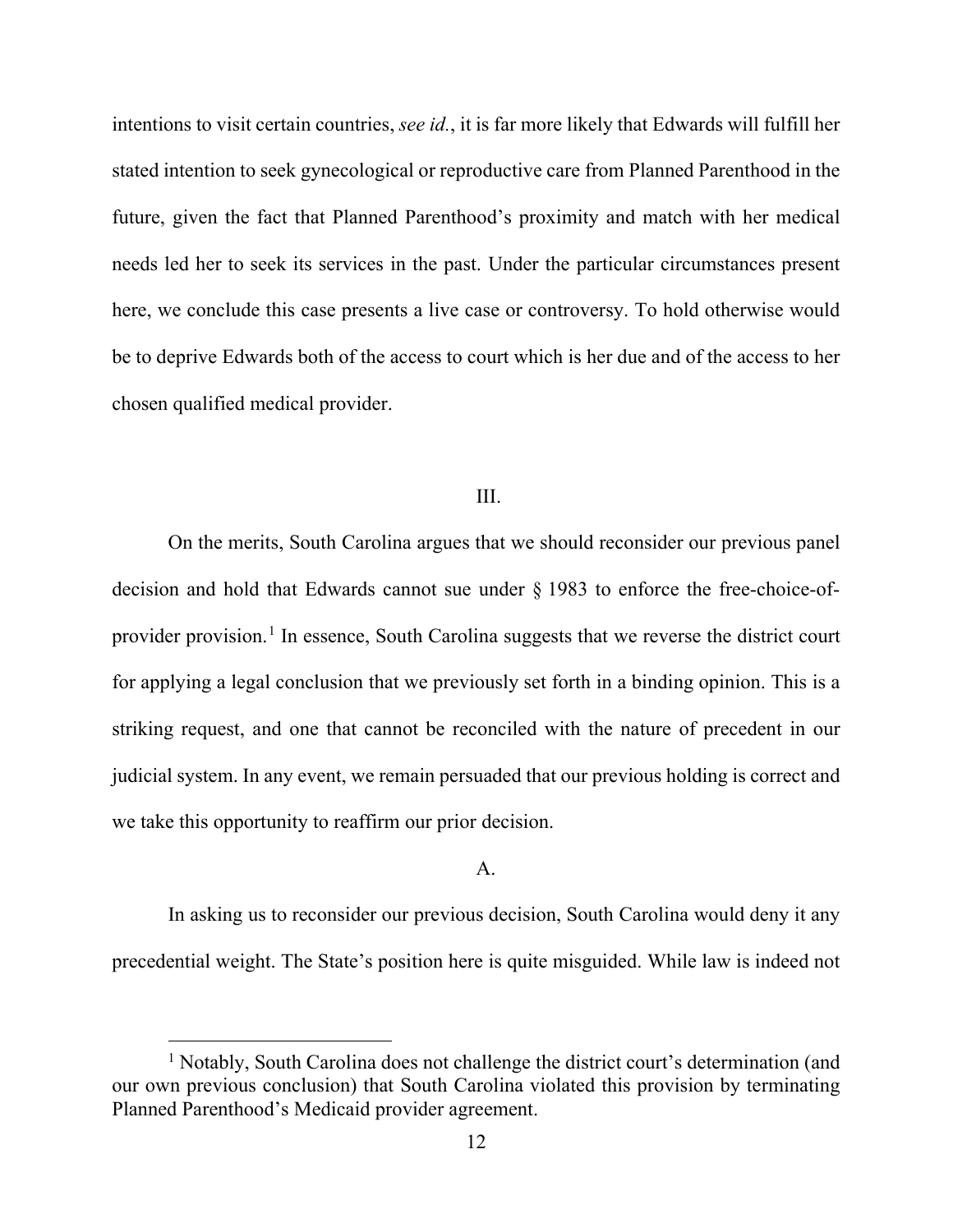intentions to visit certain countries, *see id.*, it is far more likely that Edwards will fulfill her stated intention to seek gynecological or reproductive care from Planned Parenthood in the future, given the fact that Planned Parenthood's proximity and match with her medical needs led her to seek its services in the past. Under the particular circumstances present here, we conclude this case presents a live case or controversy. To hold otherwise would be to deprive Edwards both of the access to court which is her due and of the access to her chosen qualified medical provider.

## III.

On the merits, South Carolina argues that we should reconsider our previous panel decision and hold that Edwards cannot sue under § 1983 to enforce the free-choice-of-provider provision.[1] In essence, South Carolina suggests that we reverse the district court for applying a legal conclusion that we previously set forth in a binding opinion. This is a striking request, and one that cannot be reconciled with the nature of precedent in our judicial system. In any event, we remain persuaded that our previous holding is correct and we take this opportunity to reaffirm our prior decision.

### A.

In asking us to reconsider our previous decision, South Carolina would deny it any precedential weight. The State's position here is quite misguided. While law is indeed not

[1] Notably, South Carolina does not challenge the district court's determination (and our own previous conclusion) that South Carolina violated this provision by terminating Planned Parenthood's Medicaid provider agreement.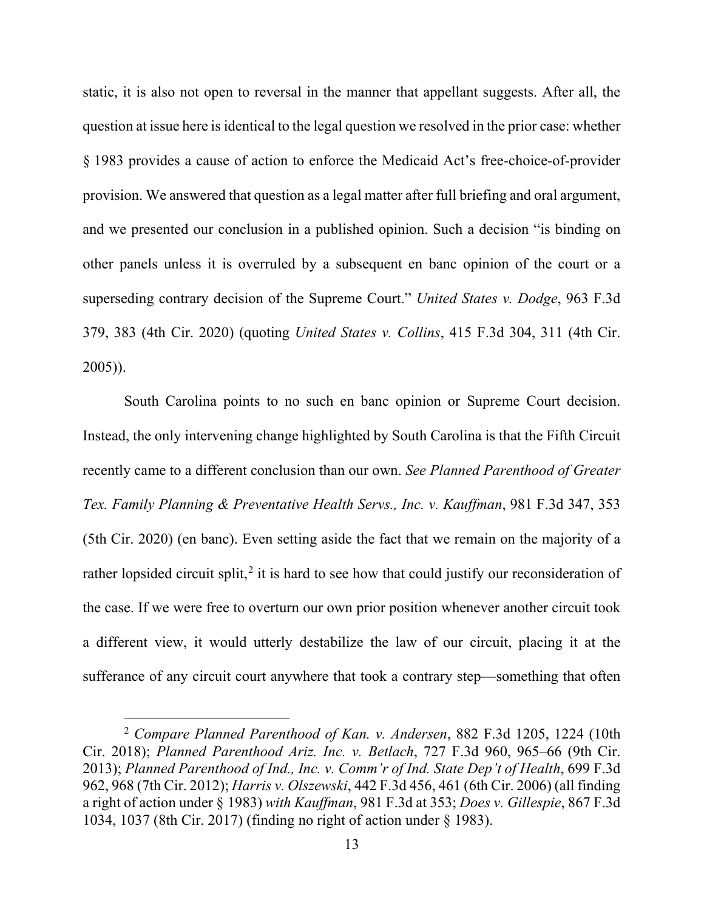static, it is also not open to reversal in the manner that appellant suggests. After all, the question at issue here is identical to the legal question we resolved in the prior case: whether § 1983 provides a cause of action to enforce the Medicaid Act's free-choice-of-provider provision. We answered that question as a legal matter after full briefing and oral argument, and we presented our conclusion in a published opinion. Such a decision "is binding on other panels unless it is overruled by a subsequent en banc opinion of the court or a superseding contrary decision of the Supreme Court." *United States v. Dodge*, 963 F.3d 379, 383 (4th Cir. 2020) (quoting *United States v. Collins*, 415 F.3d 304, 311 (4th Cir. 2005)).

South Carolina points to no such en banc opinion or Supreme Court decision. Instead, the only intervening change highlighted by South Carolina is that the Fifth Circuit recently came to a different conclusion than our own. *See Planned Parenthood of Greater Tex. Family Planning & Preventative Health Servs., Inc. v. Kauffman*, 981 F.3d 347, 353 (5th Cir. 2020) (en banc). Even setting aside the fact that we remain on the majority of a rather lopsided circuit split,[2] it is hard to see how that could justify our reconsideration of the case. If we were free to overturn our own prior position whenever another circuit took a different view, it would utterly destabilize the law of our circuit, placing it at the sufferance of any circuit court anywhere that took a contrary step—something that often

[2] *Compare Planned Parenthood of Kan. v. Andersen*, 882 F.3d 1205, 1224 (10th Cir. 2018); *Planned Parenthood Ariz. Inc. v. Betlach*, 727 F.3d 960, 965–66 (9th Cir. 2013); *Planned Parenthood of Ind., Inc. v. Comm'r of Ind. State Dep't of Health*, 699 F.3d 962, 968 (7th Cir. 2012); *Harris v. Olszewski*, 442 F.3d 456, 461 (6th Cir. 2006) (all finding a right of action under § 1983) *with Kauffman*, 981 F.3d at 353; *Does v. Gillespie*, 867 F.3d 1034, 1037 (8th Cir. 2017) (finding no right of action under § 1983).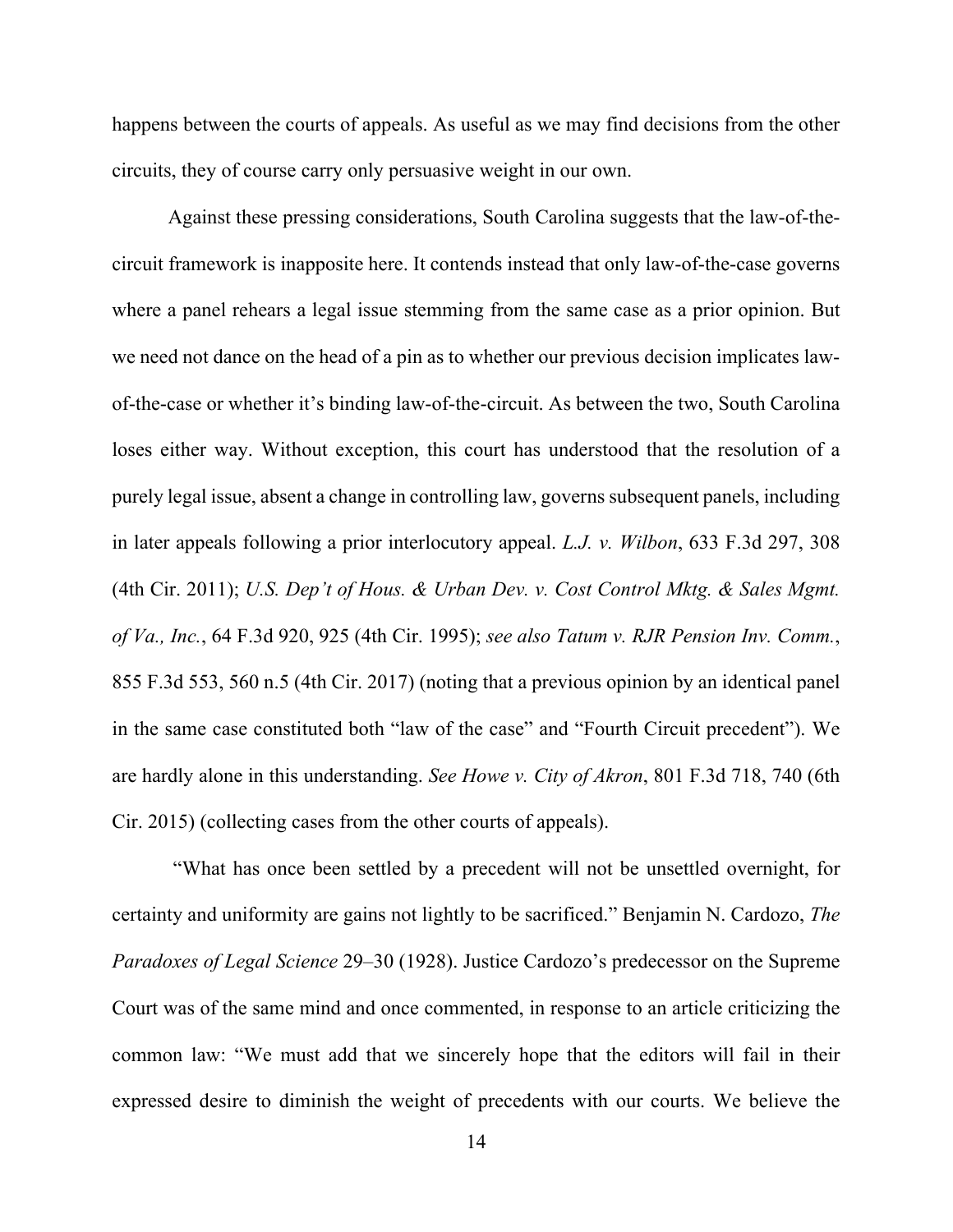happens between the courts of appeals. As useful as we may find decisions from the other circuits, they of course carry only persuasive weight in our own.

Against these pressing considerations, South Carolina suggests that the law-of-the-circuit framework is inapposite here. It contends instead that only law-of-the-case governs where a panel rehears a legal issue stemming from the same case as a prior opinion. But we need not dance on the head of a pin as to whether our previous decision implicates law-of-the-case or whether it's binding law-of-the-circuit. As between the two, South Carolina loses either way. Without exception, this court has understood that the resolution of a purely legal issue, absent a change in controlling law, governs subsequent panels, including in later appeals following a prior interlocutory appeal. *L.J. v. Wilbon*, 633 F.3d 297, 308 (4th Cir. 2011); *U.S. Dep't of Hous. & Urban Dev. v. Cost Control Mktg. & Sales Mgmt. of Va., Inc.*, 64 F.3d 920, 925 (4th Cir. 1995); *see also Tatum v. RJR Pension Inv. Comm.*, 855 F.3d 553, 560 n.5 (4th Cir. 2017) (noting that a previous opinion by an identical panel in the same case constituted both "law of the case" and "Fourth Circuit precedent"). We are hardly alone in this understanding. *See Howe v. City of Akron*, 801 F.3d 718, 740 (6th Cir. 2015) (collecting cases from the other courts of appeals).

"What has once been settled by a precedent will not be unsettled overnight, for certainty and uniformity are gains not lightly to be sacrificed." Benjamin N. Cardozo, *The Paradoxes of Legal Science* 29–30 (1928). Justice Cardozo's predecessor on the Supreme Court was of the same mind and once commented, in response to an article criticizing the common law: "We must add that we sincerely hope that the editors will fail in their expressed desire to diminish the weight of precedents with our courts. We believe the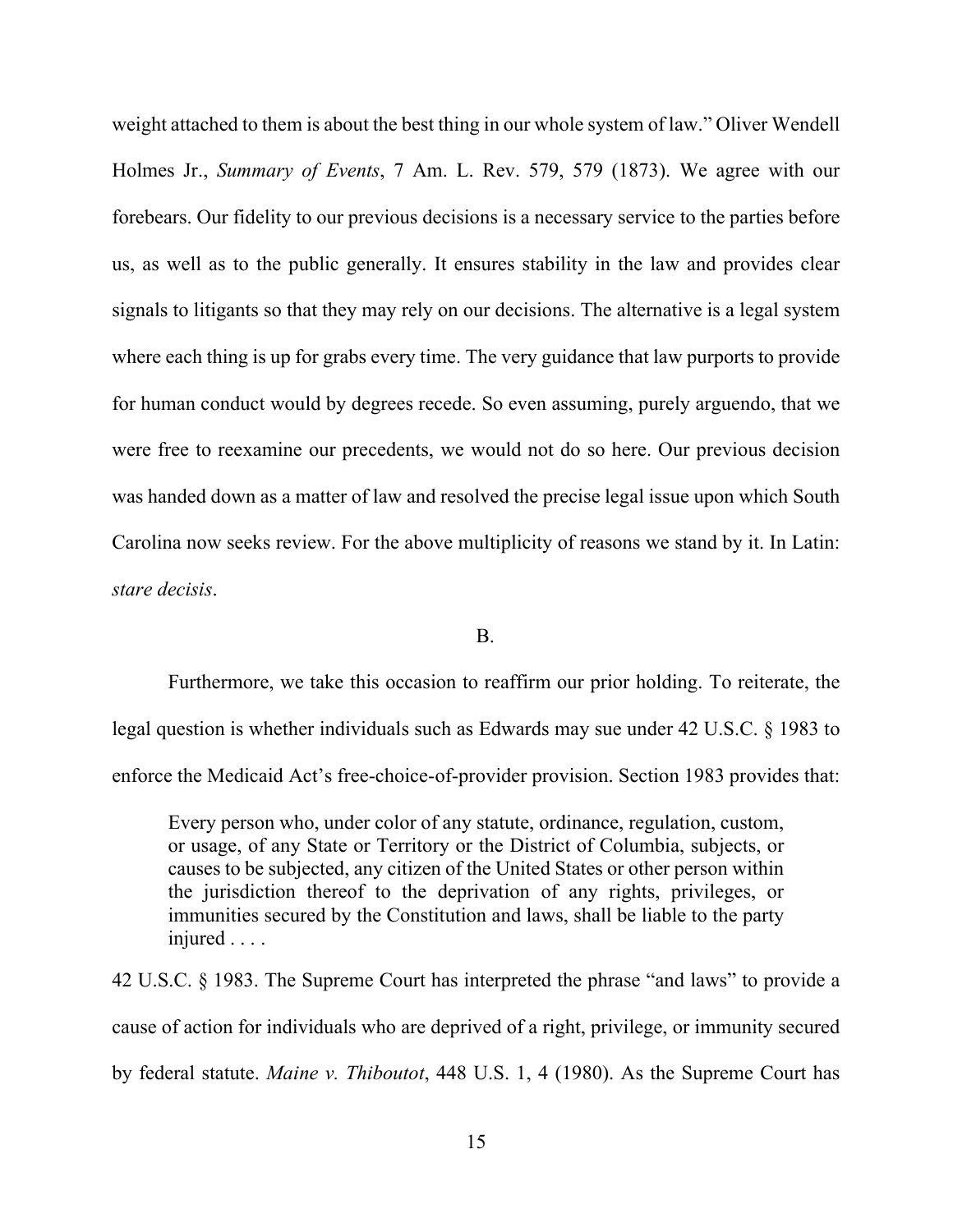weight attached to them is about the best thing in our whole system of law." Oliver Wendell Holmes Jr., *Summary of Events*, 7 Am. L. Rev. 579, 579 (1873). We agree with our forebears. Our fidelity to our previous decisions is a necessary service to the parties before us, as well as to the public generally. It ensures stability in the law and provides clear signals to litigants so that they may rely on our decisions. The alternative is a legal system where each thing is up for grabs every time. The very guidance that law purports to provide for human conduct would by degrees recede. So even assuming, purely arguendo, that we were free to reexamine our precedents, we would not do so here. Our previous decision was handed down as a matter of law and resolved the precise legal issue upon which South Carolina now seeks review. For the above multiplicity of reasons we stand by it. In Latin: *stare decisis*.

B.

Furthermore, we take this occasion to reaffirm our prior holding. To reiterate, the legal question is whether individuals such as Edwards may sue under 42 U.S.C. § 1983 to enforce the Medicaid Act's free-choice-of-provider provision. Section 1983 provides that:

> Every person who, under color of any statute, ordinance, regulation, custom, or usage, of any State or Territory or the District of Columbia, subjects, or causes to be subjected, any citizen of the United States or other person within the jurisdiction thereof to the deprivation of any rights, privileges, or immunities secured by the Constitution and laws, shall be liable to the party injured . . . .

42 U.S.C. § 1983. The Supreme Court has interpreted the phrase "and laws" to provide a cause of action for individuals who are deprived of a right, privilege, or immunity secured by federal statute. *Maine v. Thiboutot*, 448 U.S. 1, 4 (1980). As the Supreme Court has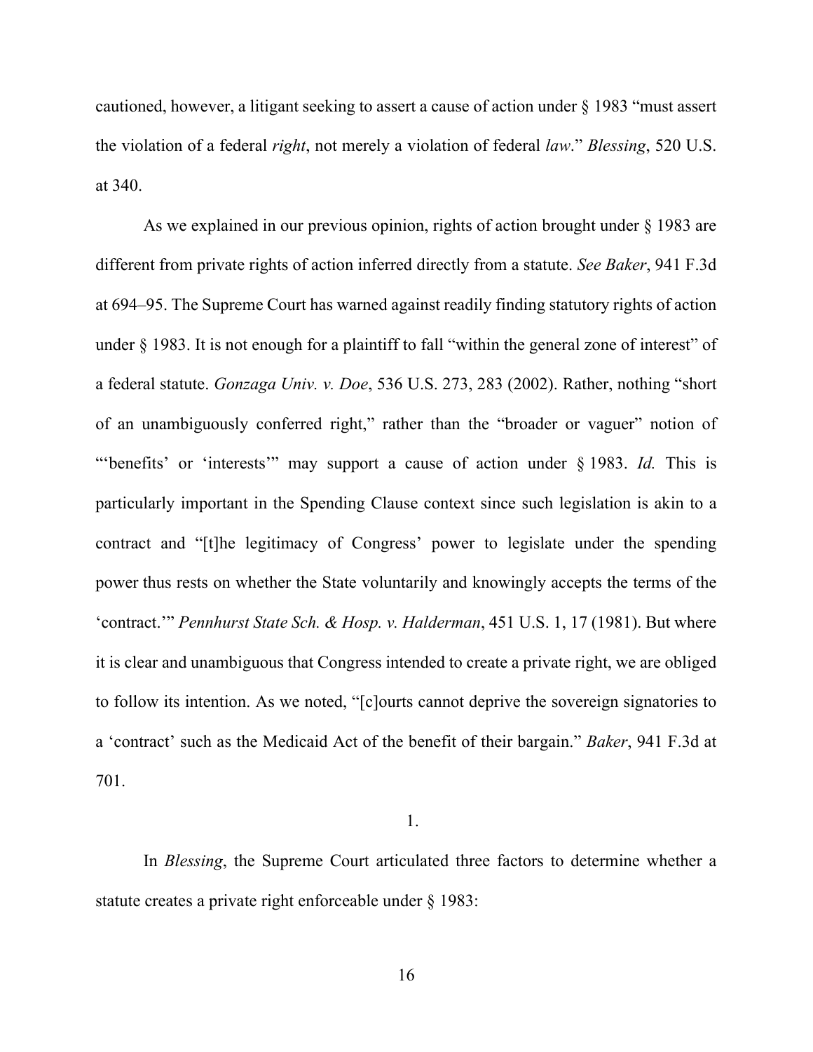cautioned, however, a litigant seeking to assert a cause of action under § 1983 "must assert the violation of a federal *right*, not merely a violation of federal *law*." *Blessing*, 520 U.S. at 340.

As we explained in our previous opinion, rights of action brought under § 1983 are different from private rights of action inferred directly from a statute. *See Baker*, 941 F.3d at 694–95. The Supreme Court has warned against readily finding statutory rights of action under § 1983. It is not enough for a plaintiff to fall "within the general zone of interest" of a federal statute. *Gonzaga Univ. v. Doe*, 536 U.S. 273, 283 (2002). Rather, nothing "short of an unambiguously conferred right," rather than the "broader or vaguer" notion of "'benefits' or 'interests'" may support a cause of action under § 1983. *Id.* This is particularly important in the Spending Clause context since such legislation is akin to a contract and "[t]he legitimacy of Congress' power to legislate under the spending power thus rests on whether the State voluntarily and knowingly accepts the terms of the 'contract.'" *Pennhurst State Sch. & Hosp. v. Halderman*, 451 U.S. 1, 17 (1981). But where it is clear and unambiguous that Congress intended to create a private right, we are obliged to follow its intention. As we noted, "[c]ourts cannot deprive the sovereign signatories to a 'contract' such as the Medicaid Act of the benefit of their bargain." *Baker*, 941 F.3d at 701.

1.

In *Blessing*, the Supreme Court articulated three factors to determine whether a statute creates a private right enforceable under § 1983: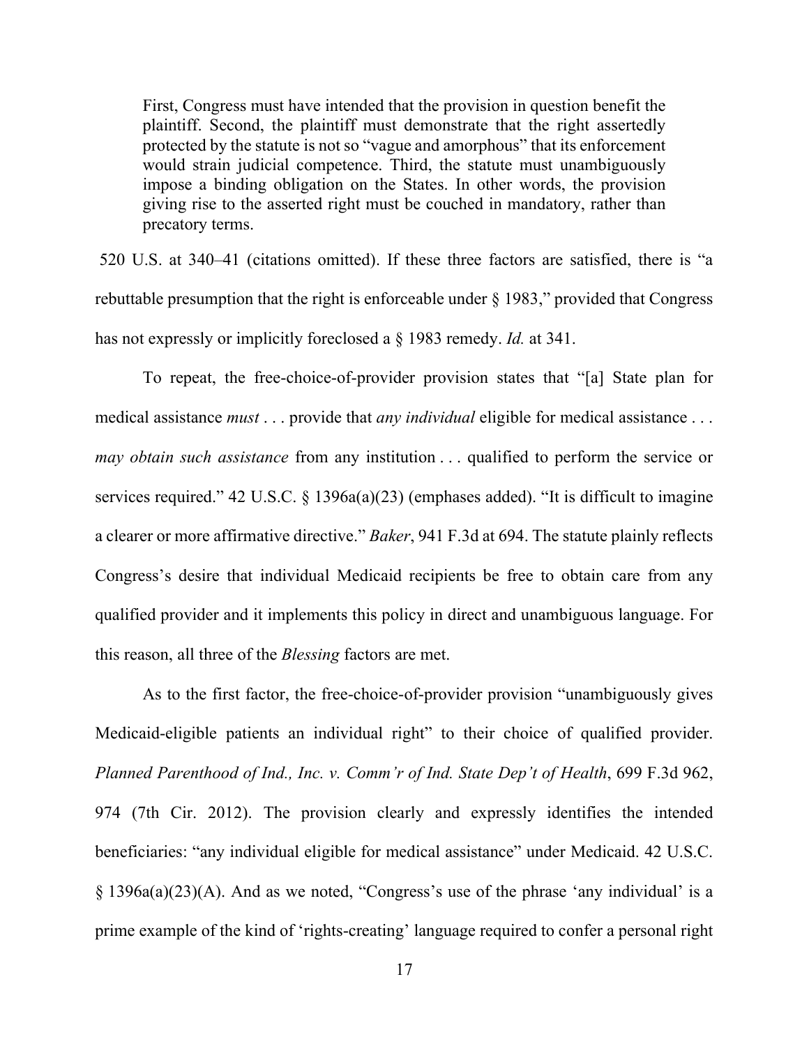> First, Congress must have intended that the provision in question benefit the plaintiff. Second, the plaintiff must demonstrate that the right assertedly protected by the statute is not so "vague and amorphous" that its enforcement would strain judicial competence. Third, the statute must unambiguously impose a binding obligation on the States. In other words, the provision giving rise to the asserted right must be couched in mandatory, rather than precatory terms.

520 U.S. at 340–41 (citations omitted). If these three factors are satisfied, there is "a rebuttable presumption that the right is enforceable under § 1983," provided that Congress has not expressly or implicitly foreclosed a § 1983 remedy. *Id.* at 341.

To repeat, the free-choice-of-provider provision states that "[a] State plan for medical assistance *must* . . . provide that *any individual* eligible for medical assistance . . . *may obtain such assistance* from any institution . . . qualified to perform the service or services required." 42 U.S.C. § 1396a(a)(23) (emphases added). "It is difficult to imagine a clearer or more affirmative directive." *Baker*, 941 F.3d at 694. The statute plainly reflects Congress's desire that individual Medicaid recipients be free to obtain care from any qualified provider and it implements this policy in direct and unambiguous language. For this reason, all three of the *Blessing* factors are met.

As to the first factor, the free-choice-of-provider provision "unambiguously gives Medicaid-eligible patients an individual right" to their choice of qualified provider. *Planned Parenthood of Ind., Inc. v. Comm'r of Ind. State Dep't of Health*, 699 F.3d 962, 974 (7th Cir. 2012). The provision clearly and expressly identifies the intended beneficiaries: "any individual eligible for medical assistance" under Medicaid. 42 U.S.C. § 1396a(a)(23)(A). And as we noted, "Congress's use of the phrase 'any individual' is a prime example of the kind of 'rights-creating' language required to confer a personal right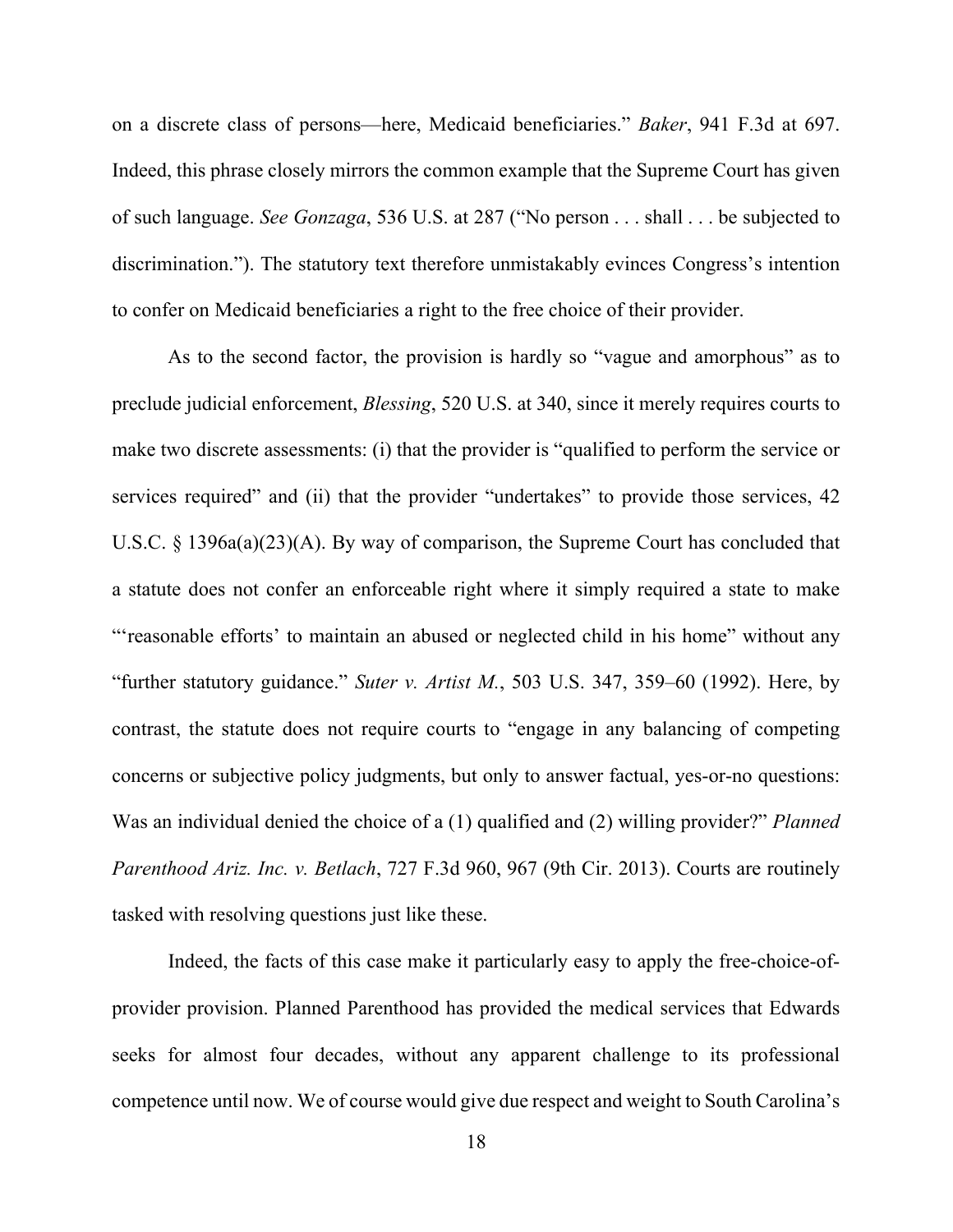on a discrete class of persons—here, Medicaid beneficiaries." *Baker*, 941 F.3d at 697. Indeed, this phrase closely mirrors the common example that the Supreme Court has given of such language. *See Gonzaga*, 536 U.S. at 287 ("No person . . . shall . . . be subjected to discrimination."). The statutory text therefore unmistakably evinces Congress's intention to confer on Medicaid beneficiaries a right to the free choice of their provider.

As to the second factor, the provision is hardly so "vague and amorphous" as to preclude judicial enforcement, *Blessing*, 520 U.S. at 340, since it merely requires courts to make two discrete assessments: (i) that the provider is "qualified to perform the service or services required" and (ii) that the provider "undertakes" to provide those services, 42 U.S.C. § 1396a(a)(23)(A). By way of comparison, the Supreme Court has concluded that a statute does not confer an enforceable right where it simply required a state to make "'reasonable efforts' to maintain an abused or neglected child in his home" without any "further statutory guidance." *Suter v. Artist M.*, 503 U.S. 347, 359–60 (1992). Here, by contrast, the statute does not require courts to "engage in any balancing of competing concerns or subjective policy judgments, but only to answer factual, yes-or-no questions: Was an individual denied the choice of a (1) qualified and (2) willing provider?" *Planned Parenthood Ariz. Inc. v. Betlach*, 727 F.3d 960, 967 (9th Cir. 2013). Courts are routinely tasked with resolving questions just like these.

Indeed, the facts of this case make it particularly easy to apply the free-choice-of-provider provision. Planned Parenthood has provided the medical services that Edwards seeks for almost four decades, without any apparent challenge to its professional competence until now. We of course would give due respect and weight to South Carolina's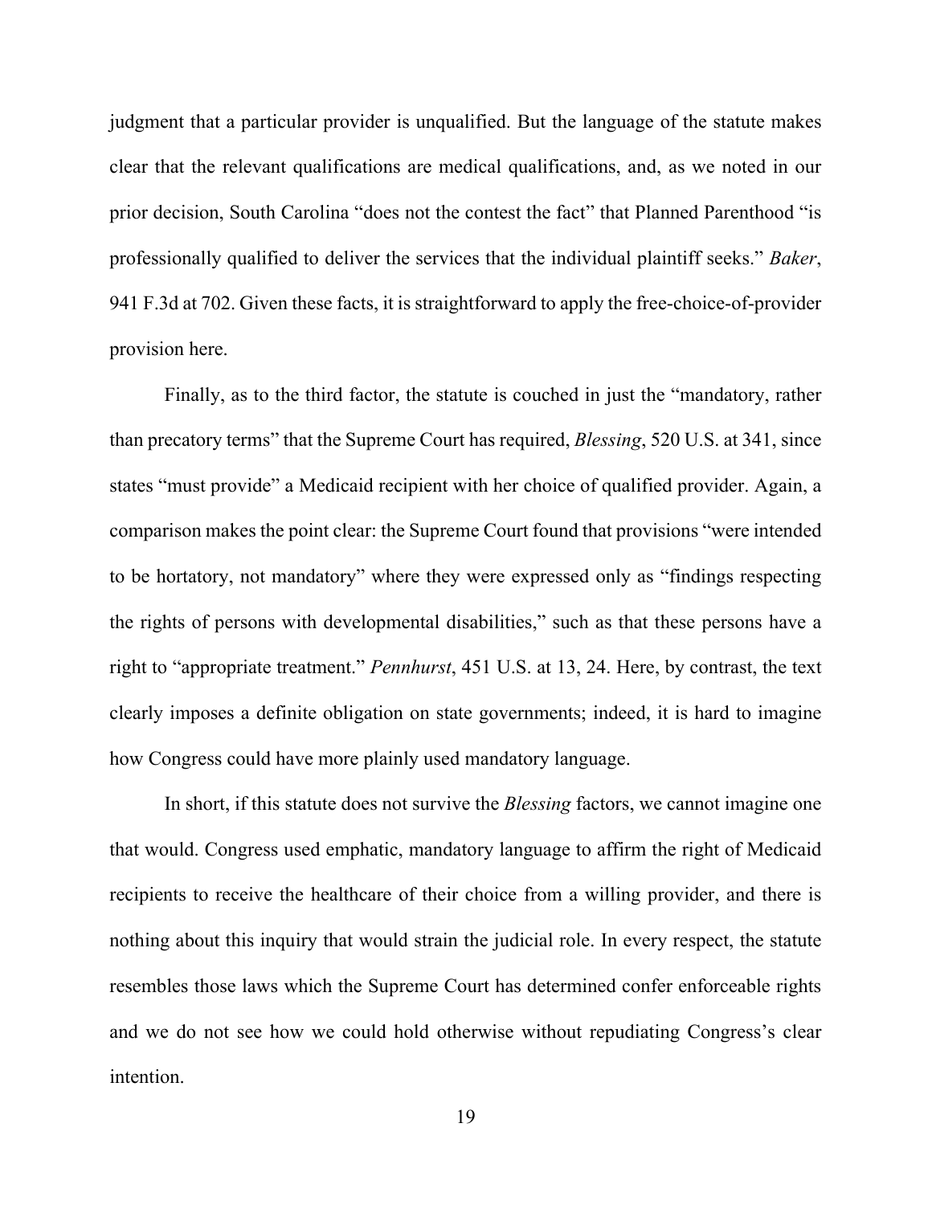judgment that a particular provider is unqualified. But the language of the statute makes clear that the relevant qualifications are medical qualifications, and, as we noted in our prior decision, South Carolina "does not the contest the fact" that Planned Parenthood "is professionally qualified to deliver the services that the individual plaintiff seeks." *Baker*, 941 F.3d at 702. Given these facts, it is straightforward to apply the free-choice-of-provider provision here.

Finally, as to the third factor, the statute is couched in just the "mandatory, rather than precatory terms" that the Supreme Court has required, *Blessing*, 520 U.S. at 341, since states "must provide" a Medicaid recipient with her choice of qualified provider. Again, a comparison makes the point clear: the Supreme Court found that provisions "were intended to be hortatory, not mandatory" where they were expressed only as "findings respecting the rights of persons with developmental disabilities," such as that these persons have a right to "appropriate treatment." *Pennhurst*, 451 U.S. at 13, 24. Here, by contrast, the text clearly imposes a definite obligation on state governments; indeed, it is hard to imagine how Congress could have more plainly used mandatory language.

In short, if this statute does not survive the *Blessing* factors, we cannot imagine one that would. Congress used emphatic, mandatory language to affirm the right of Medicaid recipients to receive the healthcare of their choice from a willing provider, and there is nothing about this inquiry that would strain the judicial role. In every respect, the statute resembles those laws which the Supreme Court has determined confer enforceable rights and we do not see how we could hold otherwise without repudiating Congress's clear intention.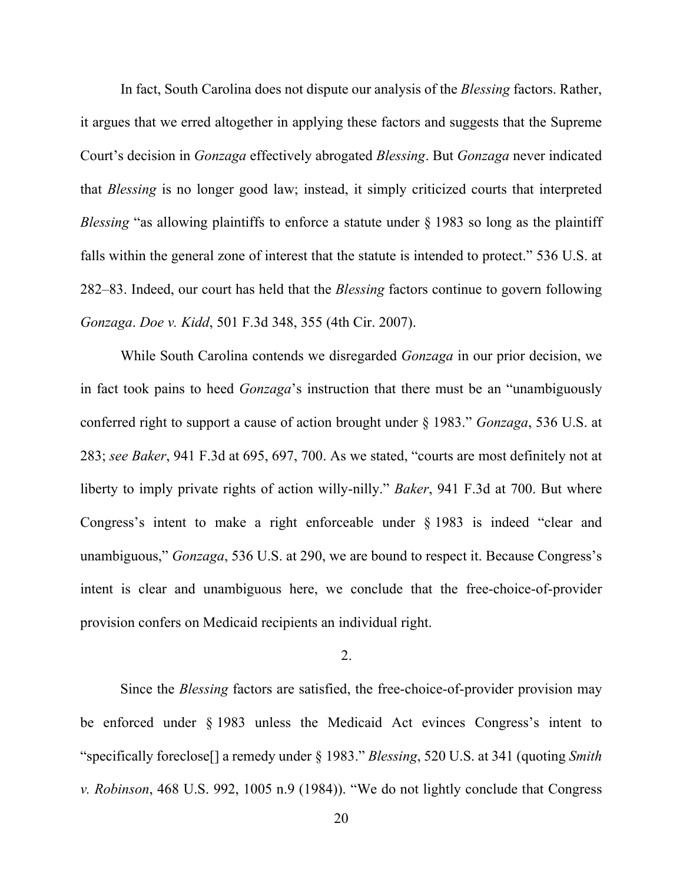In fact, South Carolina does not dispute our analysis of the *Blessing* factors. Rather, it argues that we erred altogether in applying these factors and suggests that the Supreme Court's decision in *Gonzaga* effectively abrogated *Blessing*. But *Gonzaga* never indicated that *Blessing* is no longer good law; instead, it simply criticized courts that interpreted *Blessing* "as allowing plaintiffs to enforce a statute under § 1983 so long as the plaintiff falls within the general zone of interest that the statute is intended to protect." 536 U.S. at 282–83. Indeed, our court has held that the *Blessing* factors continue to govern following *Gonzaga*. *Doe v. Kidd*, 501 F.3d 348, 355 (4th Cir. 2007).

While South Carolina contends we disregarded *Gonzaga* in our prior decision, we in fact took pains to heed *Gonzaga*'s instruction that there must be an "unambiguously conferred right to support a cause of action brought under § 1983." *Gonzaga*, 536 U.S. at 283; *see Baker*, 941 F.3d at 695, 697, 700. As we stated, "courts are most definitely not at liberty to imply private rights of action willy-nilly." *Baker*, 941 F.3d at 700. But where Congress's intent to make a right enforceable under § 1983 is indeed "clear and unambiguous," *Gonzaga*, 536 U.S. at 290, we are bound to respect it. Because Congress's intent is clear and unambiguous here, we conclude that the free-choice-of-provider provision confers on Medicaid recipients an individual right.

2.

Since the *Blessing* factors are satisfied, the free-choice-of-provider provision may be enforced under § 1983 unless the Medicaid Act evinces Congress's intent to "specifically foreclose[] a remedy under § 1983." *Blessing*, 520 U.S. at 341 (quoting *Smith v. Robinson*, 468 U.S. 992, 1005 n.9 (1984)). "We do not lightly conclude that Congress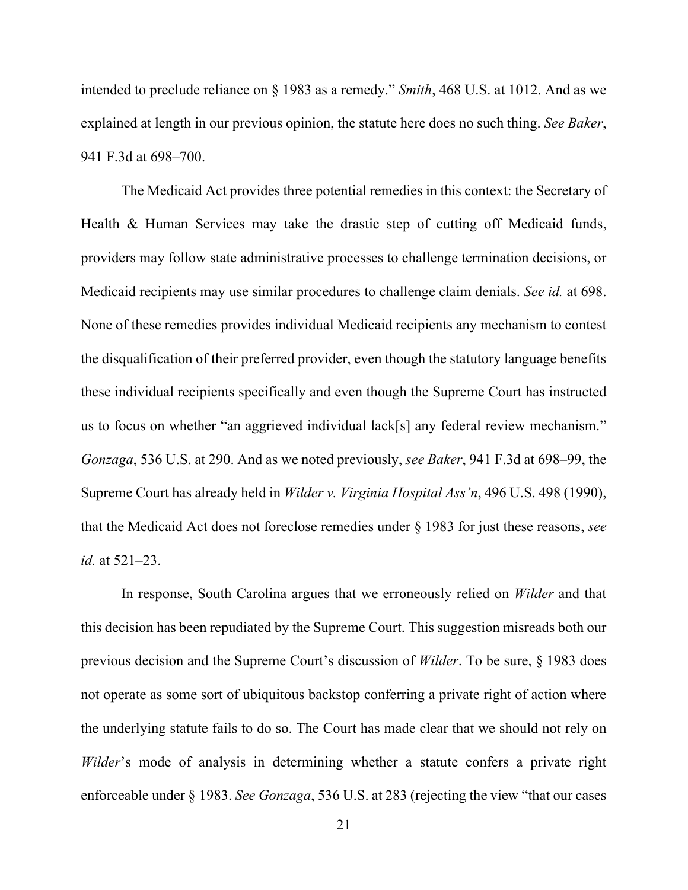intended to preclude reliance on § 1983 as a remedy." *Smith*, 468 U.S. at 1012. And as we explained at length in our previous opinion, the statute here does no such thing. *See Baker*, 941 F.3d at 698–700.

The Medicaid Act provides three potential remedies in this context: the Secretary of Health & Human Services may take the drastic step of cutting off Medicaid funds, providers may follow state administrative processes to challenge termination decisions, or Medicaid recipients may use similar procedures to challenge claim denials. *See id.* at 698. None of these remedies provides individual Medicaid recipients any mechanism to contest the disqualification of their preferred provider, even though the statutory language benefits these individual recipients specifically and even though the Supreme Court has instructed us to focus on whether "an aggrieved individual lack[s] any federal review mechanism." *Gonzaga*, 536 U.S. at 290. And as we noted previously, *see Baker*, 941 F.3d at 698–99, the Supreme Court has already held in *Wilder v. Virginia Hospital Ass'n*, 496 U.S. 498 (1990), that the Medicaid Act does not foreclose remedies under § 1983 for just these reasons, *see id.* at 521–23.

In response, South Carolina argues that we erroneously relied on *Wilder* and that this decision has been repudiated by the Supreme Court. This suggestion misreads both our previous decision and the Supreme Court's discussion of *Wilder*. To be sure, § 1983 does not operate as some sort of ubiquitous backstop conferring a private right of action where the underlying statute fails to do so. The Court has made clear that we should not rely on *Wilder*'s mode of analysis in determining whether a statute confers a private right enforceable under § 1983. *See Gonzaga*, 536 U.S. at 283 (rejecting the view "that our cases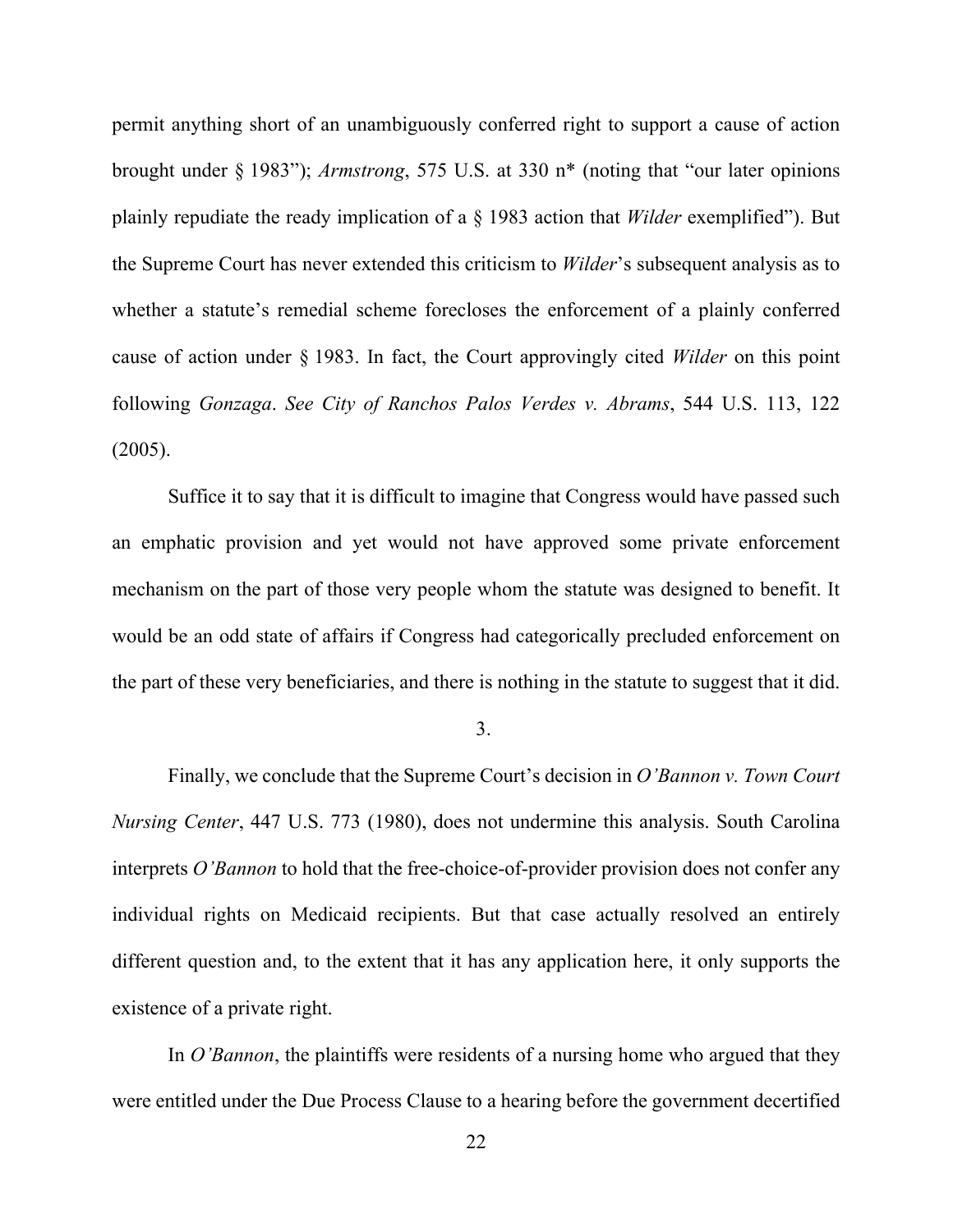permit anything short of an unambiguously conferred right to support a cause of action brought under § 1983"); *Armstrong*, 575 U.S. at 330 n* (noting that "our later opinions plainly repudiate the ready implication of a § 1983 action that *Wilder* exemplified"). But the Supreme Court has never extended this criticism to *Wilder*'s subsequent analysis as to whether a statute's remedial scheme forecloses the enforcement of a plainly conferred cause of action under § 1983. In fact, the Court approvingly cited *Wilder* on this point following *Gonzaga*. *See City of Ranchos Palos Verdes v. Abrams*, 544 U.S. 113, 122 (2005).

Suffice it to say that it is difficult to imagine that Congress would have passed such an emphatic provision and yet would not have approved some private enforcement mechanism on the part of those very people whom the statute was designed to benefit. It would be an odd state of affairs if Congress had categorically precluded enforcement on the part of these very beneficiaries, and there is nothing in the statute to suggest that it did.

3.

Finally, we conclude that the Supreme Court's decision in *O'Bannon v. Town Court Nursing Center*, 447 U.S. 773 (1980), does not undermine this analysis. South Carolina interprets *O'Bannon* to hold that the free-choice-of-provider provision does not confer any individual rights on Medicaid recipients. But that case actually resolved an entirely different question and, to the extent that it has any application here, it only supports the existence of a private right.

In *O'Bannon*, the plaintiffs were residents of a nursing home who argued that they were entitled under the Due Process Clause to a hearing before the government decertified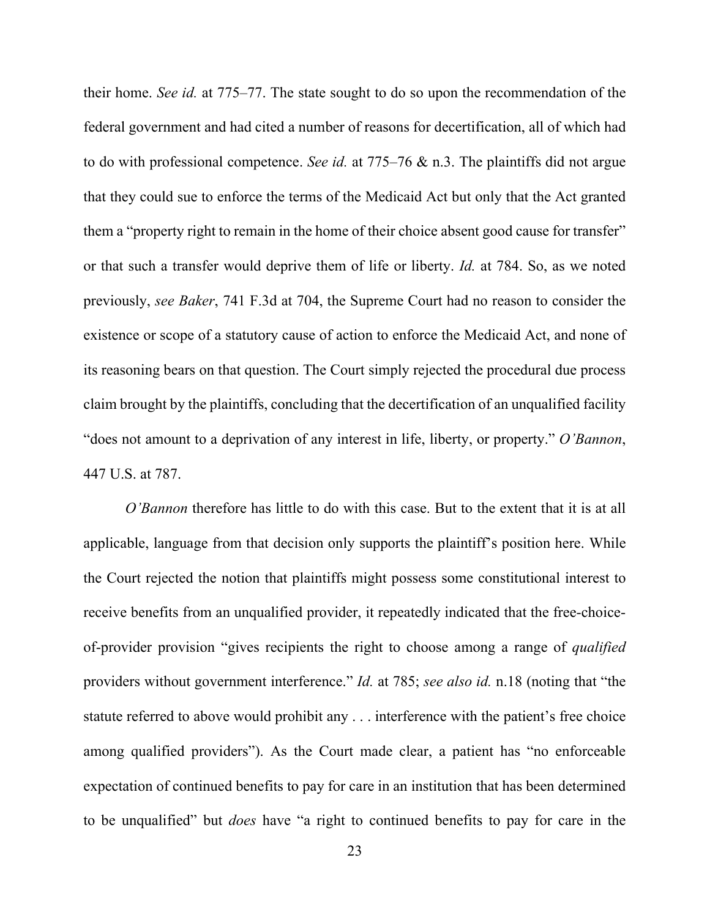their home. *See id.* at 775–77. The state sought to do so upon the recommendation of the federal government and had cited a number of reasons for decertification, all of which had to do with professional competence. *See id.* at 775–76 & n.3. The plaintiffs did not argue that they could sue to enforce the terms of the Medicaid Act but only that the Act granted them a "property right to remain in the home of their choice absent good cause for transfer" or that such a transfer would deprive them of life or liberty. *Id.* at 784. So, as we noted previously, *see Baker*, 741 F.3d at 704, the Supreme Court had no reason to consider the existence or scope of a statutory cause of action to enforce the Medicaid Act, and none of its reasoning bears on that question. The Court simply rejected the procedural due process claim brought by the plaintiffs, concluding that the decertification of an unqualified facility "does not amount to a deprivation of any interest in life, liberty, or property." *O'Bannon*, 447 U.S. at 787.

*O'Bannon* therefore has little to do with this case. But to the extent that it is at all applicable, language from that decision only supports the plaintiff's position here. While the Court rejected the notion that plaintiffs might possess some constitutional interest to receive benefits from an unqualified provider, it repeatedly indicated that the free-choice-of-provider provision "gives recipients the right to choose among a range of *qualified* providers without government interference." *Id.* at 785; *see also id.* n.18 (noting that "the statute referred to above would prohibit any . . . interference with the patient's free choice among qualified providers"). As the Court made clear, a patient has "no enforceable expectation of continued benefits to pay for care in an institution that has been determined to be unqualified" but *does* have "a right to continued benefits to pay for care in the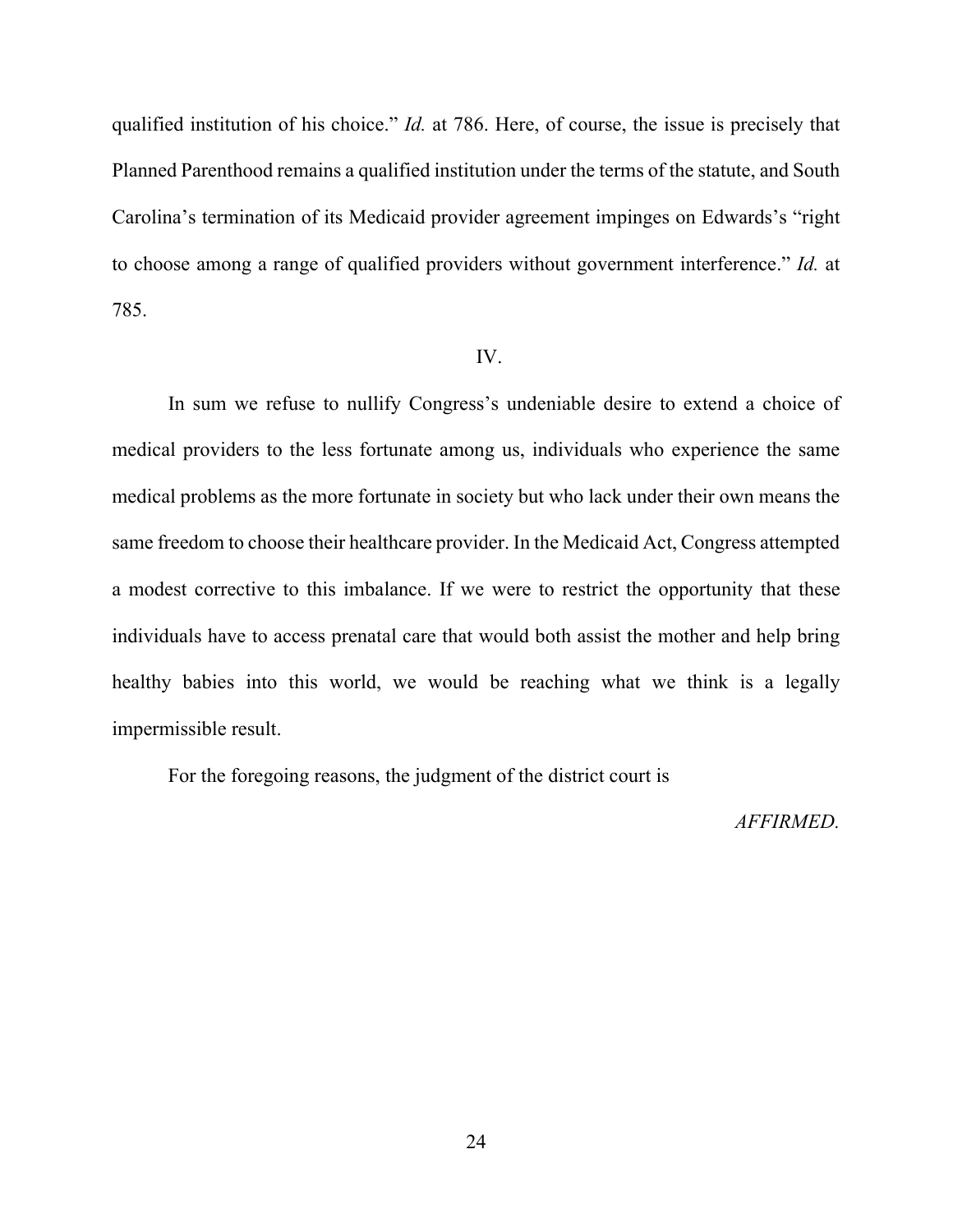qualified institution of his choice." *Id.* at 786. Here, of course, the issue is precisely that Planned Parenthood remains a qualified institution under the terms of the statute, and South Carolina's termination of its Medicaid provider agreement impinges on Edwards's "right to choose among a range of qualified providers without government interference." *Id.* at 785.

## IV.

In sum we refuse to nullify Congress's undeniable desire to extend a choice of medical providers to the less fortunate among us, individuals who experience the same medical problems as the more fortunate in society but who lack under their own means the same freedom to choose their healthcare provider. In the Medicaid Act, Congress attempted a modest corrective to this imbalance. If we were to restrict the opportunity that these individuals have to access prenatal care that would both assist the mother and help bring healthy babies into this world, we would be reaching what we think is a legally impermissible result.

For the foregoing reasons, the judgment of the district court is

*AFFIRMED.*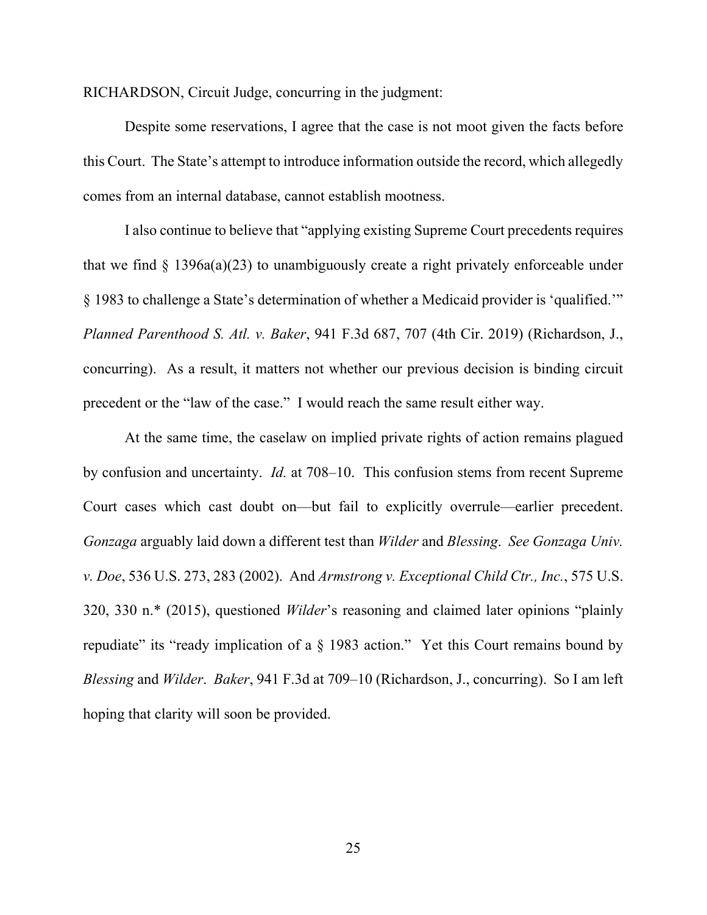RICHARDSON, Circuit Judge, concurring in the judgment:

Despite some reservations, I agree that the case is not moot given the facts before this Court. The State's attempt to introduce information outside the record, which allegedly comes from an internal database, cannot establish mootness.

I also continue to believe that "applying existing Supreme Court precedents requires that we find § 1396a(a)(23) to unambiguously create a right privately enforceable under § 1983 to challenge a State's determination of whether a Medicaid provider is 'qualified.'" *Planned Parenthood S. Atl. v. Baker*, 941 F.3d 687, 707 (4th Cir. 2019) (Richardson, J., concurring). As a result, it matters not whether our previous decision is binding circuit precedent or the "law of the case." I would reach the same result either way.

At the same time, the caselaw on implied private rights of action remains plagued by confusion and uncertainty. *Id.* at 708–10. This confusion stems from recent Supreme Court cases which cast doubt on—but fail to explicitly overrule—earlier precedent. *Gonzaga* arguably laid down a different test than *Wilder* and *Blessing*. *See Gonzaga Univ. v. Doe*, 536 U.S. 273, 283 (2002). And *Armstrong v. Exceptional Child Ctr., Inc.*, 575 U.S. 320, 330 n.* (2015), questioned *Wilder*'s reasoning and claimed later opinions "plainly repudiate" its "ready implication of a § 1983 action." Yet this Court remains bound by *Blessing* and *Wilder*. *Baker*, 941 F.3d at 709–10 (Richardson, J., concurring). So I am left hoping that clarity will soon be provided.